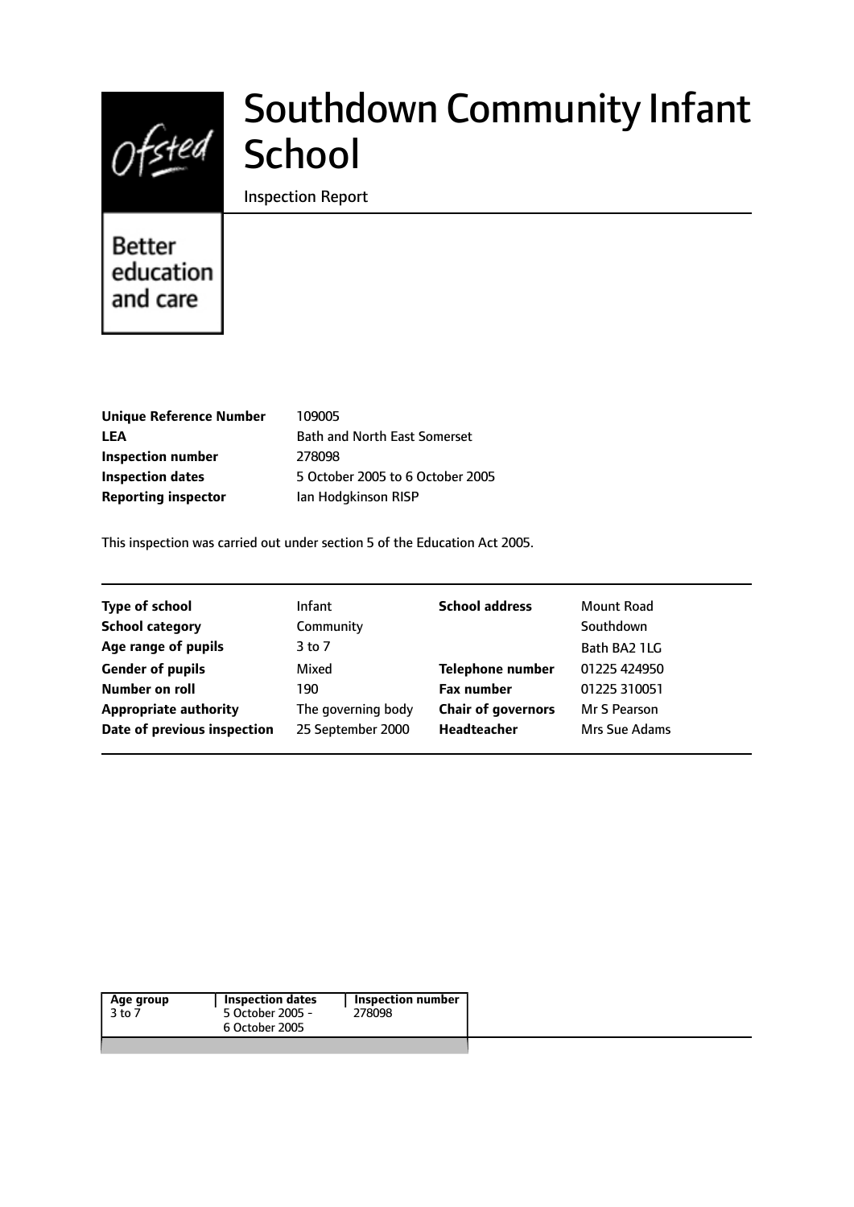Ofsted

Better education and care

# Southdown Community Infant School

Inspection Report

| | |
|---|---|
| **Unique Reference Number** | 109005 |
| **LEA** | Bath and North East Somerset |
| **Inspection number** | 278098 |
| **Inspection dates** | 5 October 2005 to 6 October 2005 |
| **Reporting inspector** | Ian Hodgkinson RISP |

This inspection was carried out under section 5 of the Education Act 2005.

| | | | |
|---|---|---|---|
| **Type of school** | Infant | **School address** | Mount Road |
| **School category** | Community | | Southdown |
| **Age range of pupils** | 3 to 7 | | Bath BA2 1LG |
| **Gender of pupils** | Mixed | **Telephone number** | 01225 424950 |
| **Number on roll** | 190 | **Fax number** | 01225 310051 |
| **Appropriate authority** | The governing body | **Chair of governors** | Mr S Pearson |
| **Date of previous inspection** | 25 September 2000 | **Headteacher** | Mrs Sue Adams |

| Age group | Inspection dates | Inspection number |
|---|---|---|
| 3 to 7 | 5 October 2005 - 6 October 2005 | 278098 |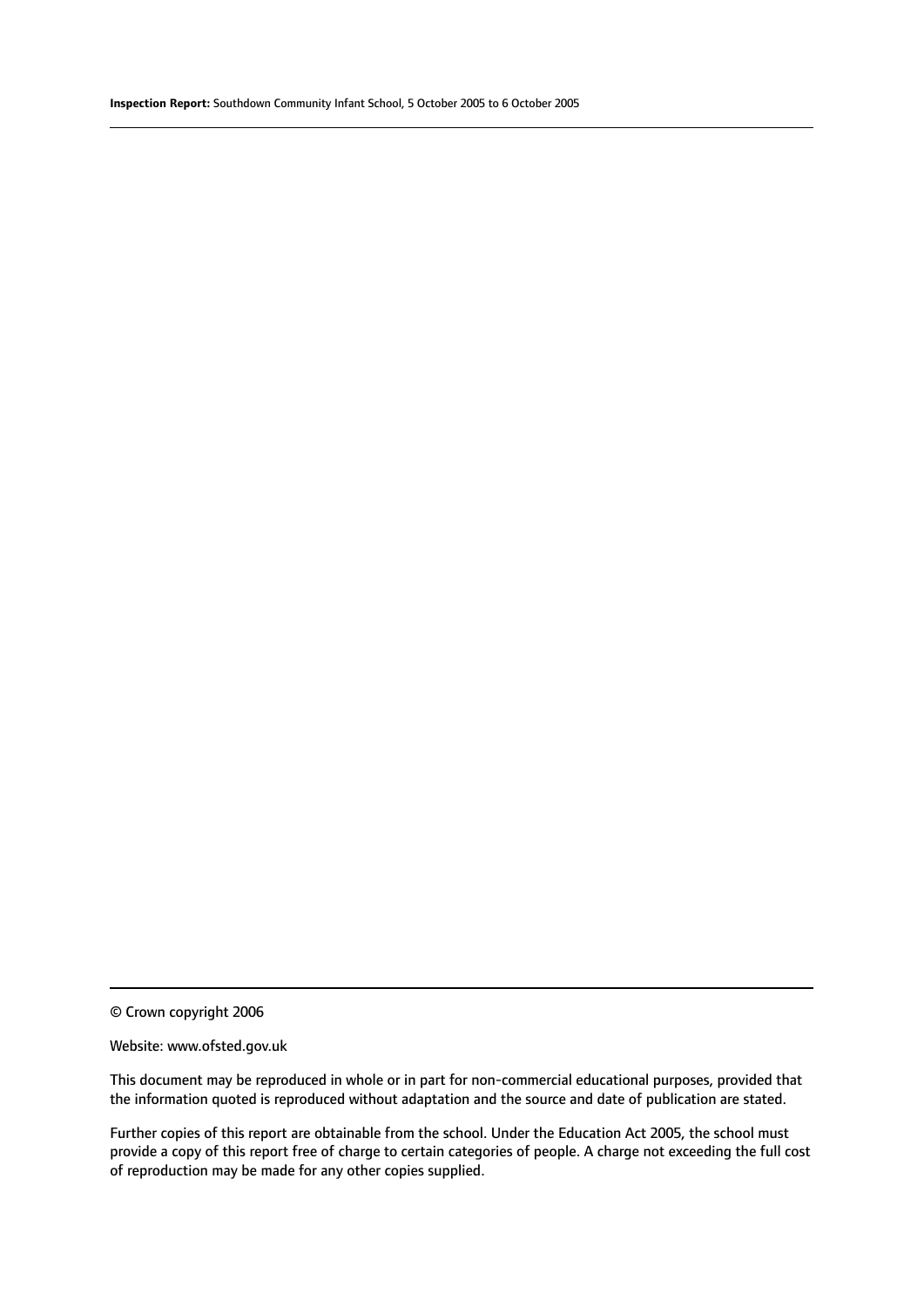© Crown copyright 2006

Website: www.ofsted.gov.uk

This document may be reproduced in whole or in part for non-commercial educational purposes, provided that the information quoted is reproduced without adaptation and the source and date of publication are stated.

Further copies of this report are obtainable from the school. Under the Education Act 2005, the school must provide a copy of this report free of charge to certain categories of people. A charge not exceeding the full cost of reproduction may be made for any other copies supplied.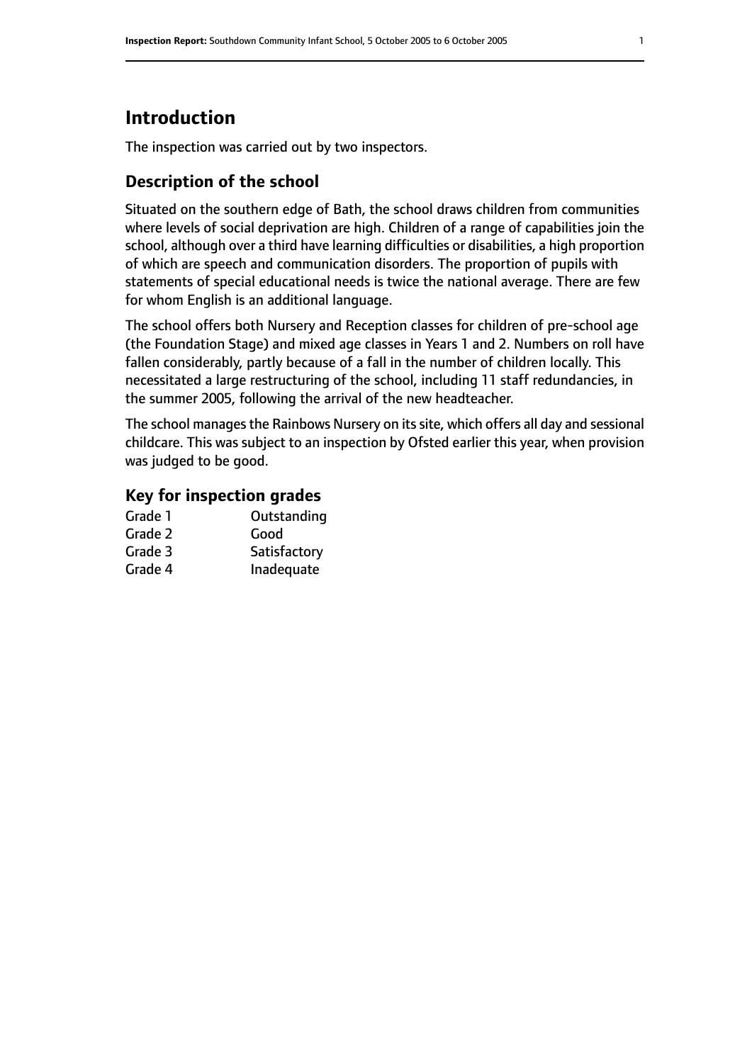# Introduction

The inspection was carried out by two inspectors.

## Description of the school

Situated on the southern edge of Bath, the school draws children from communities where levels of social deprivation are high. Children of a range of capabilities join the school, although over a third have learning difficulties or disabilities, a high proportion of which are speech and communication disorders. The proportion of pupils with statements of special educational needs is twice the national average. There are few for whom English is an additional language.

The school offers both Nursery and Reception classes for children of pre-school age (the Foundation Stage) and mixed age classes in Years 1 and 2. Numbers on roll have fallen considerably, partly because of a fall in the number of children locally. This necessitated a large restructuring of the school, including 11 staff redundancies, in the summer 2005, following the arrival of the new headteacher.

The school manages the Rainbows Nursery on its site, which offers all day and sessional childcare. This was subject to an inspection by Ofsted earlier this year, when provision was judged to be good.

### Key for inspection grades

| | |
|---|---|
| Grade 1 | Outstanding |
| Grade 2 | Good |
| Grade 3 | Satisfactory |
| Grade 4 | Inadequate |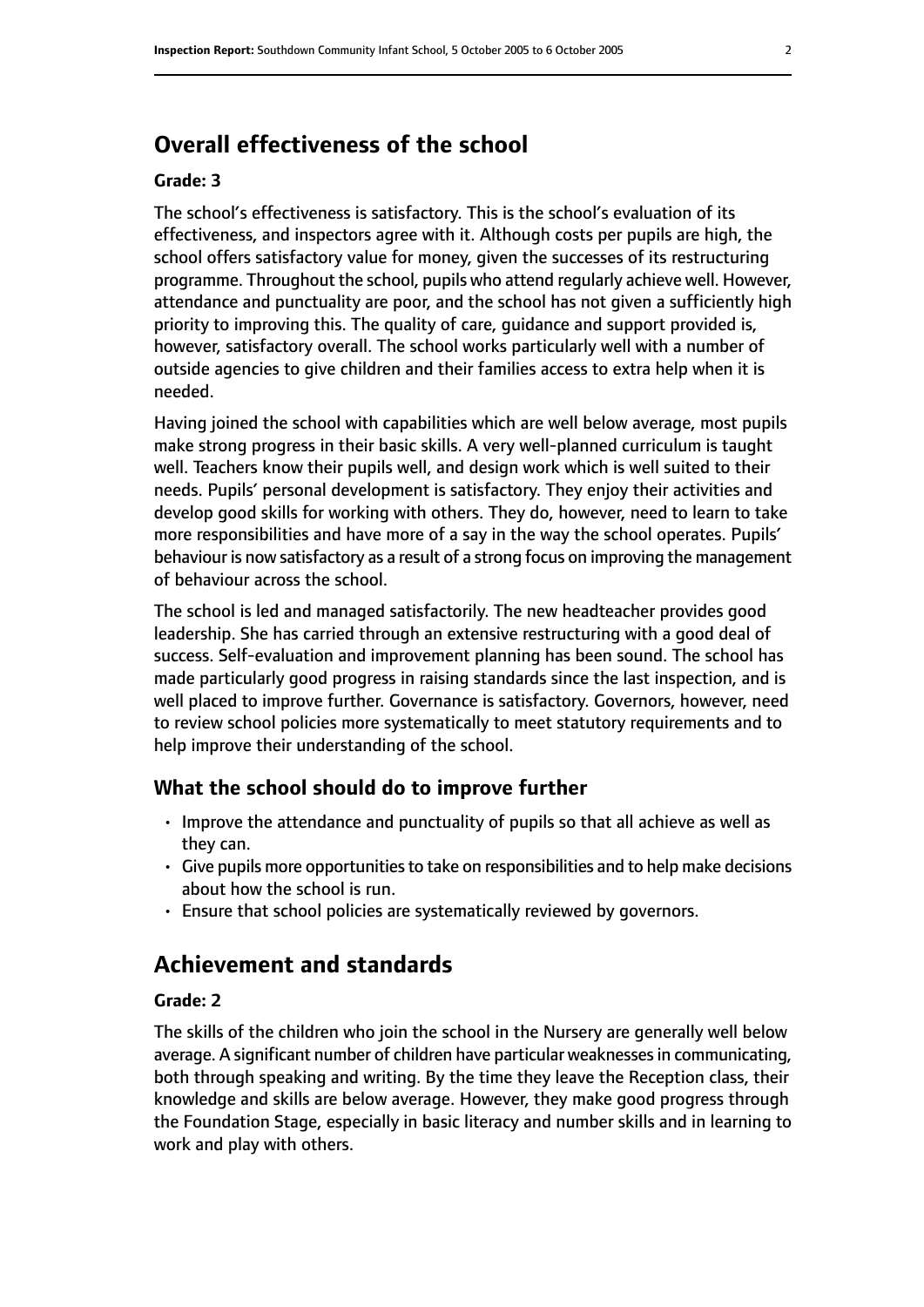## Overall effectiveness of the school

**Grade: 3**

The school's effectiveness is satisfactory. This is the school's evaluation of its effectiveness, and inspectors agree with it. Although costs per pupils are high, the school offers satisfactory value for money, given the successes of its restructuring programme. Throughout the school, pupils who attend regularly achieve well. However, attendance and punctuality are poor, and the school has not given a sufficiently high priority to improving this. The quality of care, guidance and support provided is, however, satisfactory overall. The school works particularly well with a number of outside agencies to give children and their families access to extra help when it is needed.

Having joined the school with capabilities which are well below average, most pupils make strong progress in their basic skills. A very well-planned curriculum is taught well. Teachers know their pupils well, and design work which is well suited to their needs. Pupils' personal development is satisfactory. They enjoy their activities and develop good skills for working with others. They do, however, need to learn to take more responsibilities and have more of a say in the way the school operates. Pupils' behaviour is now satisfactory as a result of a strong focus on improving the management of behaviour across the school.

The school is led and managed satisfactorily. The new headteacher provides good leadership. She has carried through an extensive restructuring with a good deal of success. Self-evaluation and improvement planning has been sound. The school has made particularly good progress in raising standards since the last inspection, and is well placed to improve further. Governance is satisfactory. Governors, however, need to review school policies more systematically to meet statutory requirements and to help improve their understanding of the school.

### What the school should do to improve further

- Improve the attendance and punctuality of pupils so that all achieve as well as they can.
- Give pupils more opportunities to take on responsibilities and to help make decisions about how the school is run.
- Ensure that school policies are systematically reviewed by governors.

## Achievement and standards

**Grade: 2**

The skills of the children who join the school in the Nursery are generally well below average. A significant number of children have particular weaknesses in communicating, both through speaking and writing. By the time they leave the Reception class, their knowledge and skills are below average. However, they make good progress through the Foundation Stage, especially in basic literacy and number skills and in learning to work and play with others.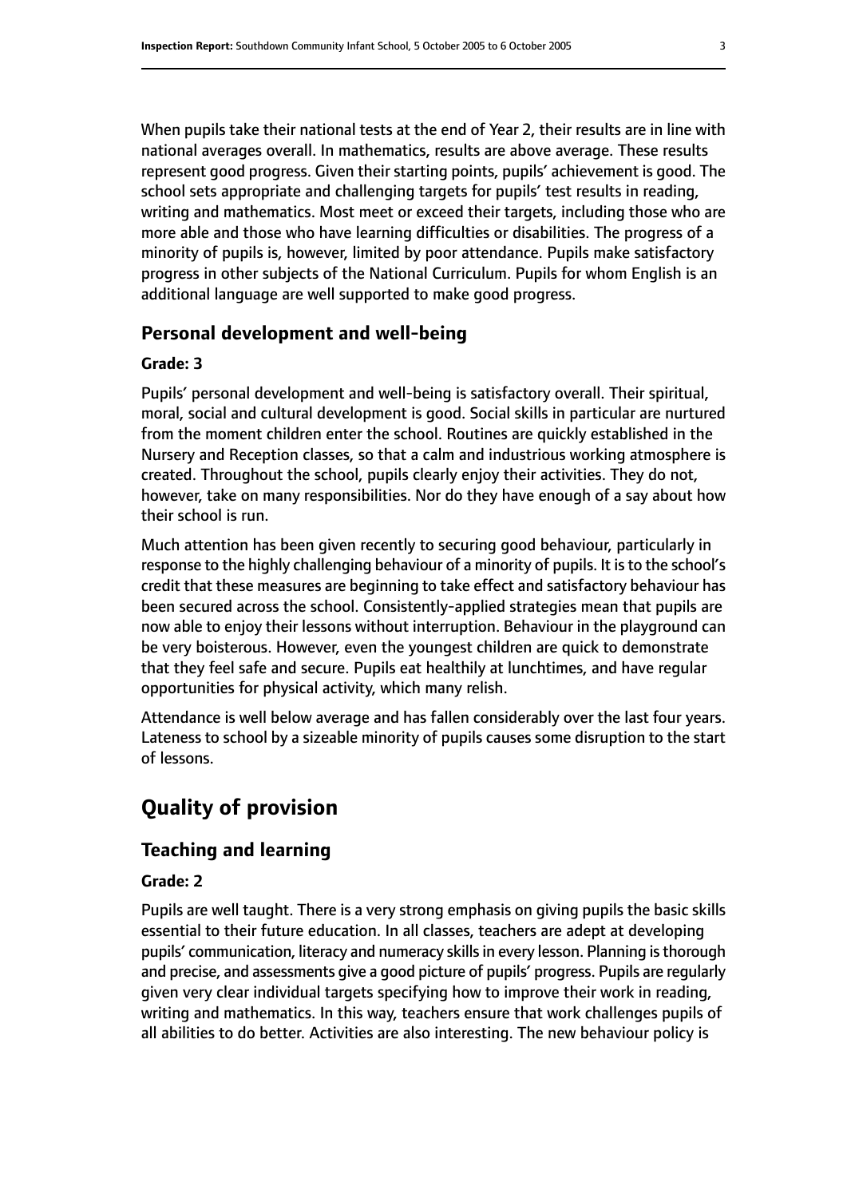When pupils take their national tests at the end of Year 2, their results are in line with national averages overall. In mathematics, results are above average. These results represent good progress. Given their starting points, pupils' achievement is good. The school sets appropriate and challenging targets for pupils' test results in reading, writing and mathematics. Most meet or exceed their targets, including those who are more able and those who have learning difficulties or disabilities. The progress of a minority of pupils is, however, limited by poor attendance. Pupils make satisfactory progress in other subjects of the National Curriculum. Pupils for whom English is an additional language are well supported to make good progress.

### Personal development and well-being

#### Grade: 3

Pupils' personal development and well-being is satisfactory overall. Their spiritual, moral, social and cultural development is good. Social skills in particular are nurtured from the moment children enter the school. Routines are quickly established in the Nursery and Reception classes, so that a calm and industrious working atmosphere is created. Throughout the school, pupils clearly enjoy their activities. They do not, however, take on many responsibilities. Nor do they have enough of a say about how their school is run.

Much attention has been given recently to securing good behaviour, particularly in response to the highly challenging behaviour of a minority of pupils. It is to the school's credit that these measures are beginning to take effect and satisfactory behaviour has been secured across the school. Consistently-applied strategies mean that pupils are now able to enjoy their lessons without interruption. Behaviour in the playground can be very boisterous. However, even the youngest children are quick to demonstrate that they feel safe and secure. Pupils eat healthily at lunchtimes, and have regular opportunities for physical activity, which many relish.

Attendance is well below average and has fallen considerably over the last four years. Lateness to school by a sizeable minority of pupils causes some disruption to the start of lessons.

## Quality of provision

### Teaching and learning

#### Grade: 2

Pupils are well taught. There is a very strong emphasis on giving pupils the basic skills essential to their future education. In all classes, teachers are adept at developing pupils' communication, literacy and numeracy skills in every lesson. Planning is thorough and precise, and assessments give a good picture of pupils' progress. Pupils are regularly given very clear individual targets specifying how to improve their work in reading, writing and mathematics. In this way, teachers ensure that work challenges pupils of all abilities to do better. Activities are also interesting. The new behaviour policy is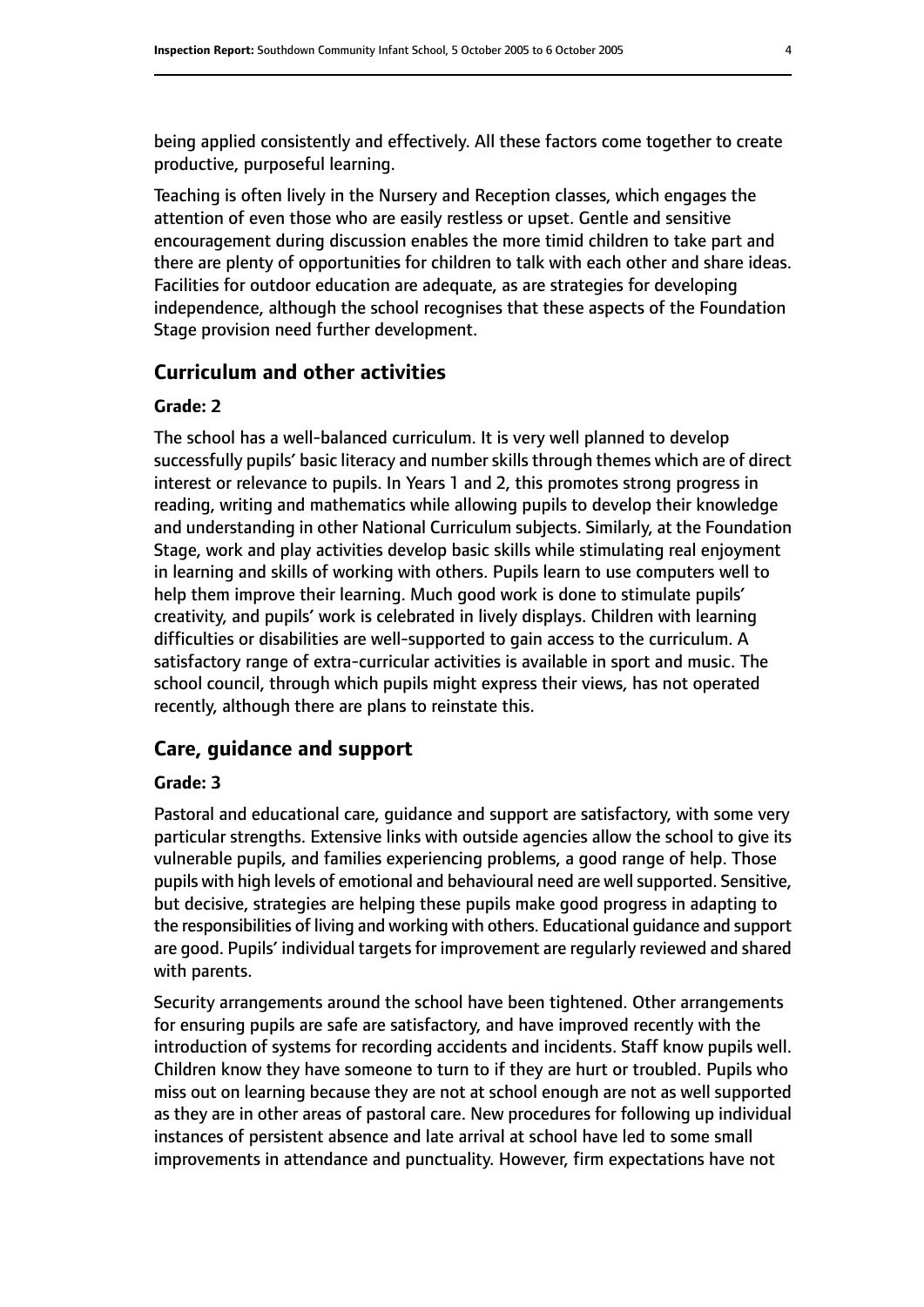being applied consistently and effectively. All these factors come together to create productive, purposeful learning.

Teaching is often lively in the Nursery and Reception classes, which engages the attention of even those who are easily restless or upset. Gentle and sensitive encouragement during discussion enables the more timid children to take part and there are plenty of opportunities for children to talk with each other and share ideas. Facilities for outdoor education are adequate, as are strategies for developing independence, although the school recognises that these aspects of the Foundation Stage provision need further development.

## Curriculum and other activities

#### Grade: 2

The school has a well-balanced curriculum. It is very well planned to develop successfully pupils' basic literacy and number skills through themes which are of direct interest or relevance to pupils. In Years 1 and 2, this promotes strong progress in reading, writing and mathematics while allowing pupils to develop their knowledge and understanding in other National Curriculum subjects. Similarly, at the Foundation Stage, work and play activities develop basic skills while stimulating real enjoyment in learning and skills of working with others. Pupils learn to use computers well to help them improve their learning. Much good work is done to stimulate pupils' creativity, and pupils' work is celebrated in lively displays. Children with learning difficulties or disabilities are well-supported to gain access to the curriculum. A satisfactory range of extra-curricular activities is available in sport and music. The school council, through which pupils might express their views, has not operated recently, although there are plans to reinstate this.

## Care, guidance and support

#### Grade: 3

Pastoral and educational care, guidance and support are satisfactory, with some very particular strengths. Extensive links with outside agencies allow the school to give its vulnerable pupils, and families experiencing problems, a good range of help. Those pupils with high levels of emotional and behavioural need are well supported. Sensitive, but decisive, strategies are helping these pupils make good progress in adapting to the responsibilities of living and working with others. Educational guidance and support are good. Pupils' individual targets for improvement are regularly reviewed and shared with parents.

Security arrangements around the school have been tightened. Other arrangements for ensuring pupils are safe are satisfactory, and have improved recently with the introduction of systems for recording accidents and incidents. Staff know pupils well. Children know they have someone to turn to if they are hurt or troubled. Pupils who miss out on learning because they are not at school enough are not as well supported as they are in other areas of pastoral care. New procedures for following up individual instances of persistent absence and late arrival at school have led to some small improvements in attendance and punctuality. However, firm expectations have not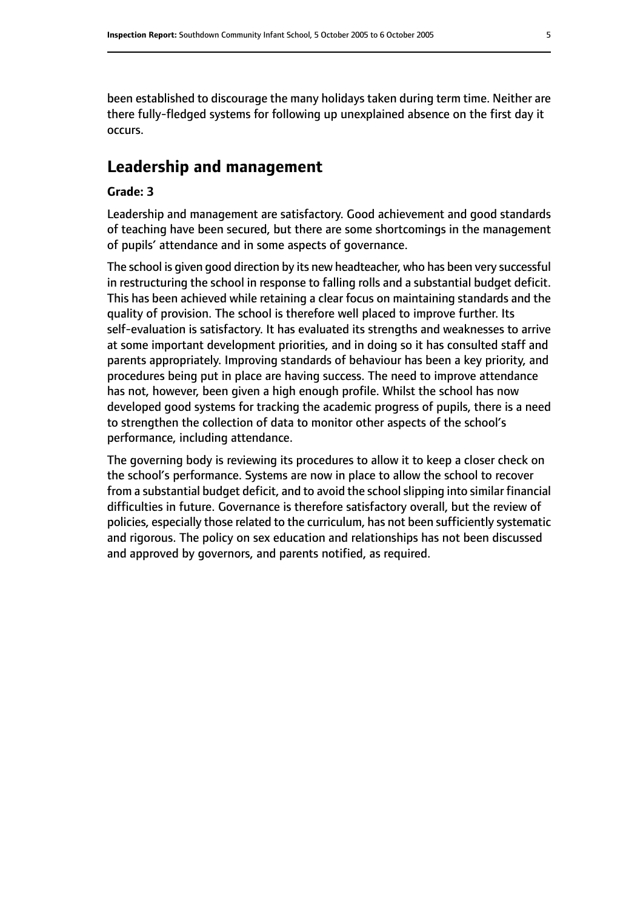been established to discourage the many holidays taken during term time. Neither are there fully-fledged systems for following up unexplained absence on the first day it occurs.

## Leadership and management

**Grade: 3**

Leadership and management are satisfactory. Good achievement and good standards of teaching have been secured, but there are some shortcomings in the management of pupils' attendance and in some aspects of governance.

The school is given good direction by its new headteacher, who has been very successful in restructuring the school in response to falling rolls and a substantial budget deficit. This has been achieved while retaining a clear focus on maintaining standards and the quality of provision. The school is therefore well placed to improve further. Its self-evaluation is satisfactory. It has evaluated its strengths and weaknesses to arrive at some important development priorities, and in doing so it has consulted staff and parents appropriately. Improving standards of behaviour has been a key priority, and procedures being put in place are having success. The need to improve attendance has not, however, been given a high enough profile. Whilst the school has now developed good systems for tracking the academic progress of pupils, there is a need to strengthen the collection of data to monitor other aspects of the school's performance, including attendance.

The governing body is reviewing its procedures to allow it to keep a closer check on the school's performance. Systems are now in place to allow the school to recover from a substantial budget deficit, and to avoid the school slipping into similar financial difficulties in future. Governance is therefore satisfactory overall, but the review of policies, especially those related to the curriculum, has not been sufficiently systematic and rigorous. The policy on sex education and relationships has not been discussed and approved by governors, and parents notified, as required.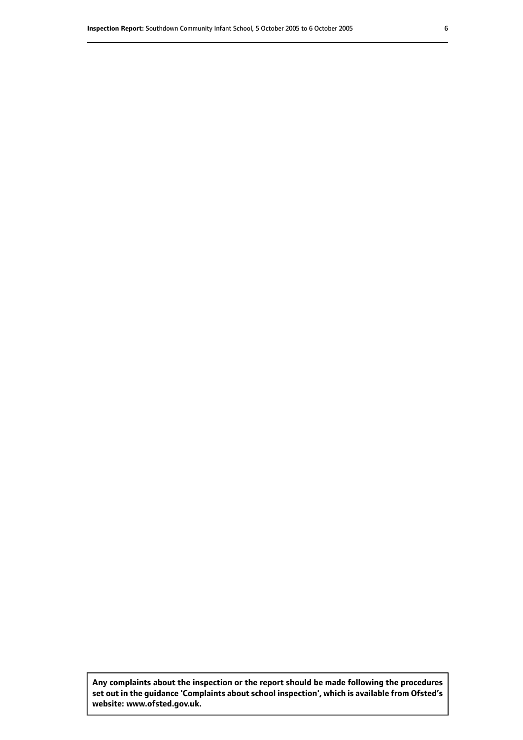**Any complaints about the inspection or the report should be made following the procedures set out in the guidance 'Complaints about school inspection', which is available from Ofsted's website: www.ofsted.gov.uk.**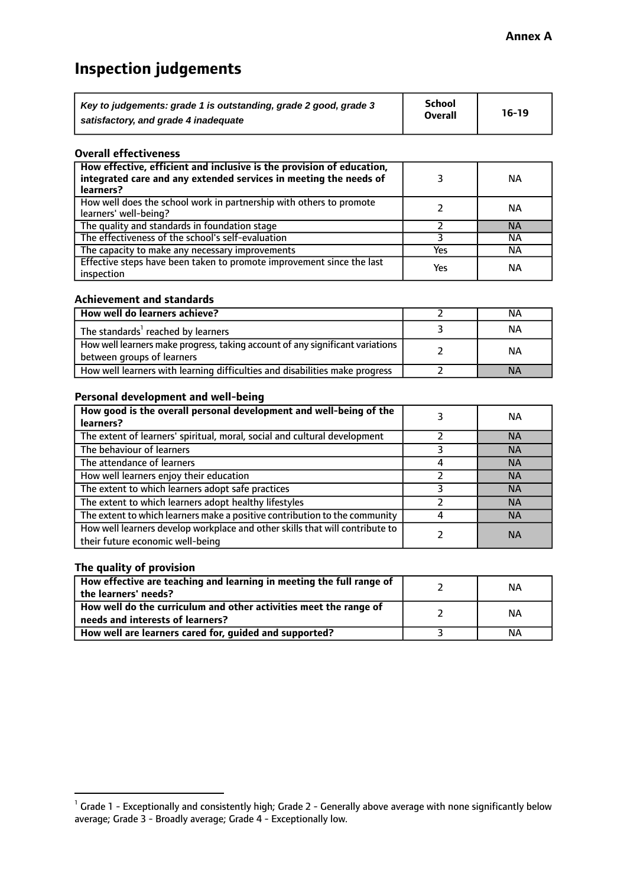**Annex A**

# Inspection judgements

| *Key to judgements: grade 1 is outstanding, grade 2 good, grade 3 satisfactory, and grade 4 inadequate* | School Overall | 16-19 |
|---|---|---|

### Overall effectiveness

| | | |
|---|---|---|
| **How effective, efficient and inclusive is the provision of education, integrated care and any extended services in meeting the needs of learners?** | 3 | NA |
| How well does the school work in partnership with others to promote learners' well-being? | 2 | NA |
| The quality and standards in foundation stage | 2 | NA |
| The effectiveness of the school's self-evaluation | 3 | NA |
| The capacity to make any necessary improvements | Yes | NA |
| Effective steps have been taken to promote improvement since the last inspection | Yes | NA |

### Achievement and standards

| | | |
|---|---|---|
| **How well do learners achieve?** | 2 | NA |
| The standards[1] reached by learners | 3 | NA |
| How well learners make progress, taking account of any significant variations between groups of learners | 2 | NA |
| How well learners with learning difficulties and disabilities make progress | 2 | NA |

### Personal development and well-being

| | | |
|---|---|---|
| **How good is the overall personal development and well-being of the learners?** | 3 | NA |
| The extent of learners' spiritual, moral, social and cultural development | 2 | NA |
| The behaviour of learners | 3 | NA |
| The attendance of learners | 4 | NA |
| How well learners enjoy their education | 2 | NA |
| The extent to which learners adopt safe practices | 3 | NA |
| The extent to which learners adopt healthy lifestyles | 2 | NA |
| The extent to which learners make a positive contribution to the community | 4 | NA |
| How well learners develop workplace and other skills that will contribute to their future economic well-being | 2 | NA |

### The quality of provision

| | | |
|---|---|---|
| **How effective are teaching and learning in meeting the full range of the learners' needs?** | 2 | NA |
| **How well do the curriculum and other activities meet the range of needs and interests of learners?** | 2 | NA |
| **How well are learners cared for, guided and supported?** | 3 | NA |

[1] Grade 1 - Exceptionally and consistently high; Grade 2 - Generally above average with none significantly below average; Grade 3 - Broadly average; Grade 4 - Exceptionally low.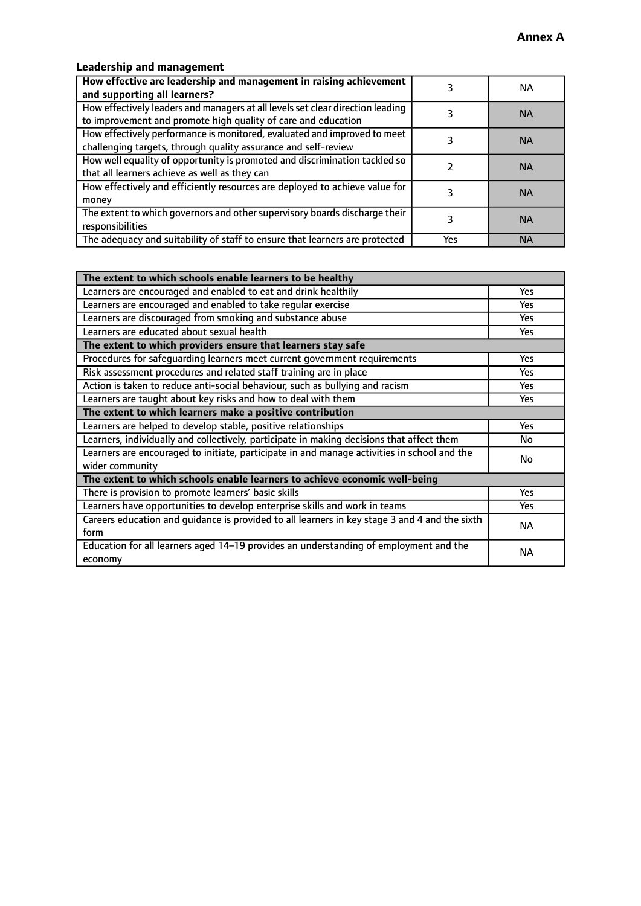# Annex A

## Leadership and management

| How effective are leadership and management in raising achievement and supporting all learners? | 3 | NA |
|---|---|---|
| How effectively leaders and managers at all levels set clear direction leading to improvement and promote high quality of care and education | 3 | NA |
| How effectively performance is monitored, evaluated and improved to meet challenging targets, through quality assurance and self-review | 3 | NA |
| How well equality of opportunity is promoted and discrimination tackled so that all learners achieve as well as they can | 2 | NA |
| How effectively and efficiently resources are deployed to achieve value for money | 3 | NA |
| The extent to which governors and other supervisory boards discharge their responsibilities | 3 | NA |
| The adequacy and suitability of staff to ensure that learners are protected | Yes | NA |

| **The extent to which schools enable learners to be healthy** | |
|---|---|
| Learners are encouraged and enabled to eat and drink healthily | Yes |
| Learners are encouraged and enabled to take regular exercise | Yes |
| Learners are discouraged from smoking and substance abuse | Yes |
| Learners are educated about sexual health | Yes |
| **The extent to which providers ensure that learners stay safe** | |
| Procedures for safeguarding learners meet current government requirements | Yes |
| Risk assessment procedures and related staff training are in place | Yes |
| Action is taken to reduce anti-social behaviour, such as bullying and racism | Yes |
| Learners are taught about key risks and how to deal with them | Yes |
| **The extent to which learners make a positive contribution** | |
| Learners are helped to develop stable, positive relationships | Yes |
| Learners, individually and collectively, participate in making decisions that affect them | No |
| Learners are encouraged to initiate, participate in and manage activities in school and the wider community | No |
| **The extent to which schools enable learners to achieve economic well-being** | |
| There is provision to promote learners' basic skills | Yes |
| Learners have opportunities to develop enterprise skills and work in teams | Yes |
| Careers education and guidance is provided to all learners in key stage 3 and 4 and the sixth form | NA |
| Education for all learners aged 14–19 provides an understanding of employment and the economy | NA |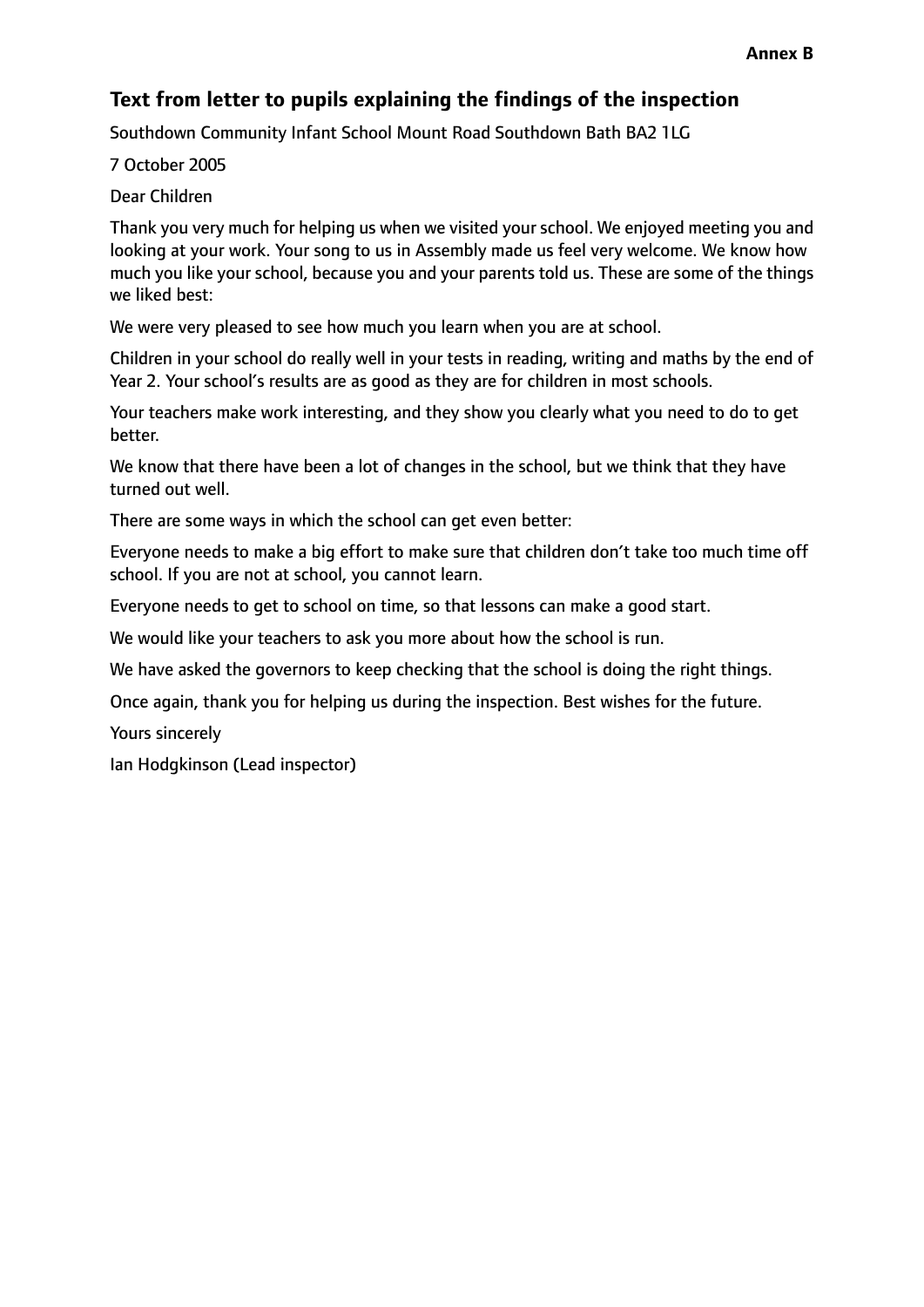**Annex B**

## Text from letter to pupils explaining the findings of the inspection

Southdown Community Infant School Mount Road Southdown Bath BA2 1LG

7 October 2005

Dear Children

Thank you very much for helping us when we visited your school. We enjoyed meeting you and looking at your work. Your song to us in Assembly made us feel very welcome. We know how much you like your school, because you and your parents told us. These are some of the things we liked best:

We were very pleased to see how much you learn when you are at school.

Children in your school do really well in your tests in reading, writing and maths by the end of Year 2. Your school's results are as good as they are for children in most schools.

Your teachers make work interesting, and they show you clearly what you need to do to get better.

We know that there have been a lot of changes in the school, but we think that they have turned out well.

There are some ways in which the school can get even better:

Everyone needs to make a big effort to make sure that children don't take too much time off school. If you are not at school, you cannot learn.

Everyone needs to get to school on time, so that lessons can make a good start.

We would like your teachers to ask you more about how the school is run.

We have asked the governors to keep checking that the school is doing the right things.

Once again, thank you for helping us during the inspection. Best wishes for the future.

Yours sincerely

Ian Hodgkinson (Lead inspector)